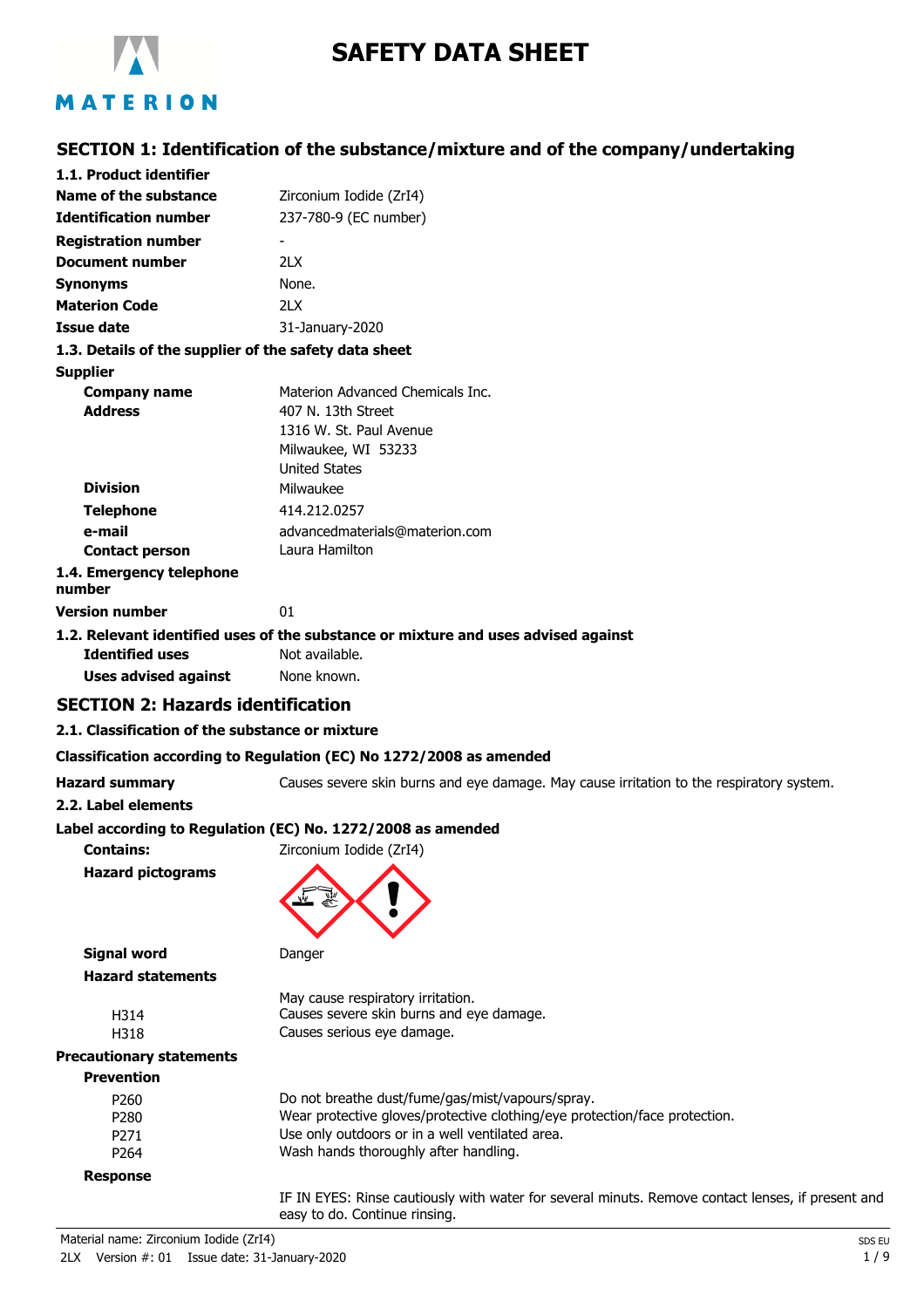# SAFETY DATA SHEET

## SECTION 1: Identification of the substance/mixture and of the company/undertaking

### 1.1. Product identifier

| | |
|---|---|
| **Name of the substance** | Zirconium Iodide (ZrI4) |
| **Identification number** | 237-780-9 (EC number) |
| **Registration number** | - |
| **Document number** | 2LX |
| **Synonyms** | None. |
| **Materion Code** | 2LX |
| **Issue date** | 31-January-2020 |

### 1.3. Details of the supplier of the safety data sheet

**Supplier**

| | |
|---|---|
| **Company name** | Materion Advanced Chemicals Inc. |
| **Address** | 407 N. 13th Street<br>1316 W. St. Paul Avenue<br>Milwaukee, WI 53233<br>United States |
| **Division** | Milwaukee |
| **Telephone** | 414.212.0257 |
| **e-mail** | advancedmaterials@materion.com |
| **Contact person** | Laura Hamilton |

**1.4. Emergency telephone number**

**Version number** 01

### 1.2. Relevant identified uses of the substance or mixture and uses advised against

| | |
|---|---|
| **Identified uses** | Not available. |
| **Uses advised against** | None known. |

## SECTION 2: Hazards identification

### 2.1. Classification of the substance or mixture

**Classification according to Regulation (EC) No 1272/2008 as amended**

**Hazard summary** Causes severe skin burns and eye damage. May cause irritation to the respiratory system.

### 2.2. Label elements

**Label according to Regulation (EC) No. 1272/2008 as amended**

**Contains:** Zirconium Iodide (ZrI4)

**Hazard pictograms**

**Signal word** Danger

**Hazard statements**

| | |
|---|---|
| | May cause respiratory irritation. |
| H314 | Causes severe skin burns and eye damage. |
| H318 | Causes serious eye damage. |

**Precautionary statements**

**Prevention**

| | |
|---|---|
| P260 | Do not breathe dust/fume/gas/mist/vapours/spray. |
| P280 | Wear protective gloves/protective clothing/eye protection/face protection. |
| P271 | Use only outdoors or in a well ventilated area. |
| P264 | Wash hands thoroughly after handling. |

**Response**

IF IN EYES: Rinse cautiously with water for several minuts. Remove contact lenses, if present and easy to do. Continue rinsing.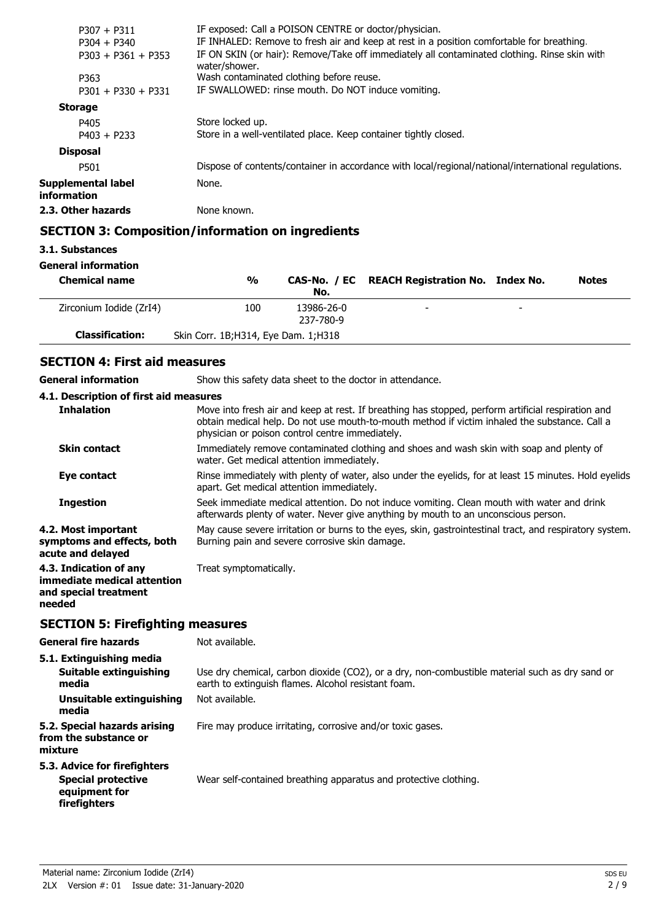| | |
|---|---|
| P307 + P311 | IF exposed: Call a POISON CENTRE or doctor/physician. |
| P304 + P340 | IF INHALED: Remove to fresh air and keep at rest in a position comfortable for breathing. |
| P303 + P361 + P353 | IF ON SKIN (or hair): Remove/Take off immediately all contaminated clothing. Rinse skin with water/shower. |
| P363 | Wash contaminated clothing before reuse. |
| P301 + P330 + P331 | IF SWALLOWED: rinse mouth. Do NOT induce vomiting. |

**Storage**

| | |
|---|---|
| P405 | Store locked up. |
| P403 + P233 | Store in a well-ventilated place. Keep container tightly closed. |

**Disposal**

| | |
|---|---|
| P501 | Dispose of contents/container in accordance with local/regional/national/international regulations. |

**Supplemental label information** None.

**2.3. Other hazards** None known.

## SECTION 3: Composition/information on ingredients

**3.1. Substances**

**General information**

| Chemical name | % | CAS-No. / EC No. | REACH Registration No. | Index No. | Notes |
|---|---|---|---|---|---|
| Zirconium Iodide ($ZrI_4$) | 100 | 13986-26-0 237-780-9 | - | - | |
| **Classification:** | Skin Corr. 1B;H314, Eye Dam. 1;H318 | | | | |

## SECTION 4: First aid measures

**General information** Show this safety data sheet to the doctor in attendance.

**4.1. Description of first aid measures**

**Inhalation** Move into fresh air and keep at rest. If breathing has stopped, perform artificial respiration and obtain medical help. Do not use mouth-to-mouth method if victim inhaled the substance. Call a physician or poison control centre immediately.

**Skin contact** Immediately remove contaminated clothing and shoes and wash skin with soap and plenty of water. Get medical attention immediately.

**Eye contact** Rinse immediately with plenty of water, also under the eyelids, for at least 15 minutes. Hold eyelids apart. Get medical attention immediately.

**Ingestion** Seek immediate medical attention. Do not induce vomiting. Clean mouth with water and drink afterwards plenty of water. Never give anything by mouth to an unconscious person.

**4.2. Most important symptoms and effects, both acute and delayed** May cause severe irritation or burns to the eyes, skin, gastrointestinal tract, and respiratory system. Burning pain and severe corrosive skin damage.

**4.3. Indication of any immediate medical attention and special treatment needed** Treat symptomatically.

## SECTION 5: Firefighting measures

**General fire hazards** Not available.

**5.1. Extinguishing media**

**Suitable extinguishing media** Use dry chemical, carbon dioxide ($CO_2$), or a dry, non-combustible material such as dry sand or earth to extinguish flames. Alcohol resistant foam.

**Unsuitable extinguishing media** Not available.

**5.2. Special hazards arising from the substance or mixture** Fire may produce irritating, corrosive and/or toxic gases.

**5.3. Advice for firefighters**

**Special protective equipment for firefighters** Wear self-contained breathing apparatus and protective clothing.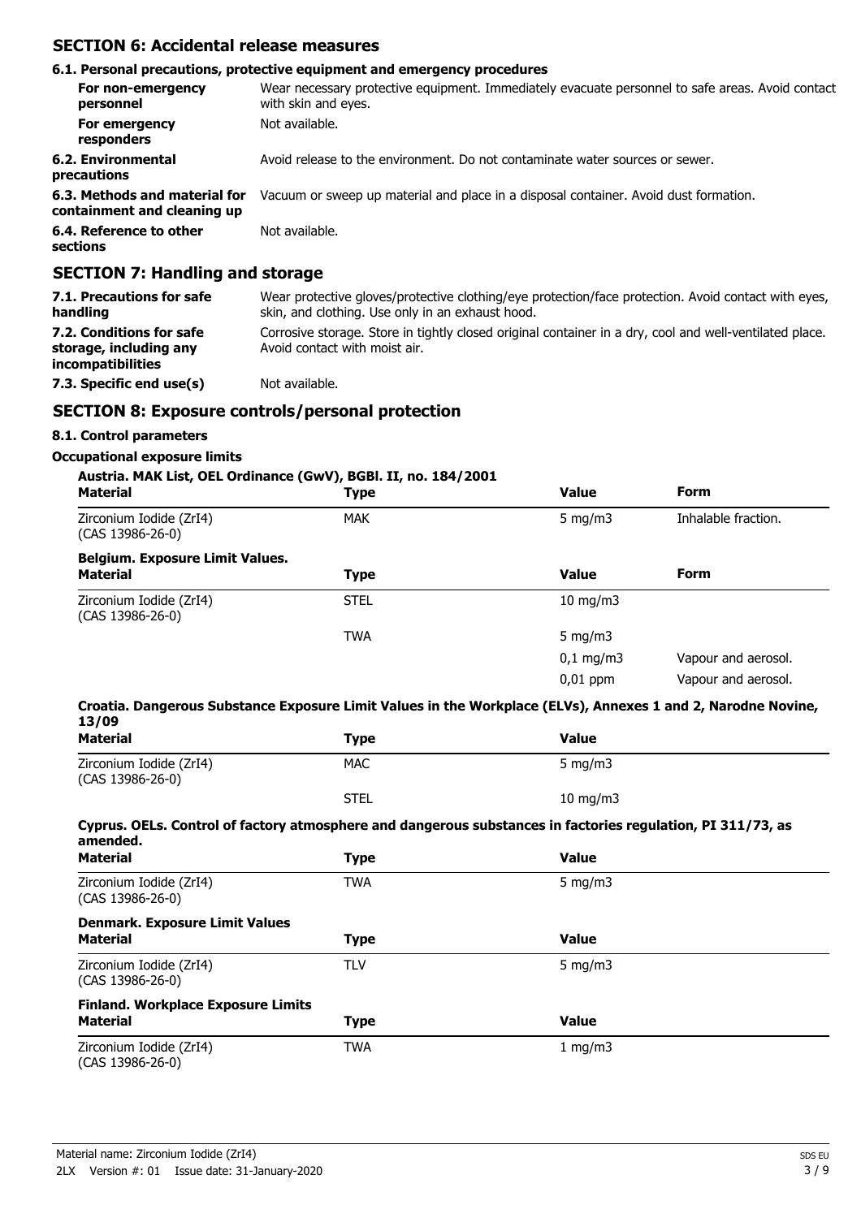## SECTION 6: Accidental release measures

### 6.1. Personal precautions, protective equipment and emergency procedures

| | |
|---|---|
| **For non-emergency personnel** | Wear necessary protective equipment. Immediately evacuate personnel to safe areas. Avoid contact with skin and eyes. |
| **For emergency responders** | Not available. |
| **6.2. Environmental precautions** | Avoid release to the environment. Do not contaminate water sources or sewer. |
| **6.3. Methods and material for containment and cleaning up** | Vacuum or sweep up material and place in a disposal container. Avoid dust formation. |
| **6.4. Reference to other sections** | Not available. |

## SECTION 7: Handling and storage

| | |
|---|---|
| **7.1. Precautions for safe handling** | Wear protective gloves/protective clothing/eye protection/face protection. Avoid contact with eyes, skin, and clothing. Use only in an exhaust hood. |
| **7.2. Conditions for safe storage, including any incompatibilities** | Corrosive storage. Store in tightly closed original container in a dry, cool and well-ventilated place. Avoid contact with moist air. |
| **7.3. Specific end use(s)** | Not available. |

## SECTION 8: Exposure controls/personal protection

### 8.1. Control parameters

**Occupational exposure limits**

**Austria. MAK List, OEL Ordinance (GwV), BGBl. II, no. 184/2001**

| Material | Type | Value | Form |
|---|---|---|---|
| Zirconium Iodide (ZrI4) (CAS 13986-26-0) | MAK | 5 mg/m3 | Inhalable fraction. |

**Belgium. Exposure Limit Values.**

| Material | Type | Value | Form |
|---|---|---|---|
| Zirconium Iodide (ZrI4) (CAS 13986-26-0) | STEL | 10 mg/m3 | |
| | TWA | 5 mg/m3 | |
| | | 0,1 mg/m3 | Vapour and aerosol. |
| | | 0,01 ppm | Vapour and aerosol. |

**Croatia. Dangerous Substance Exposure Limit Values in the Workplace (ELVs), Annexes 1 and 2, Narodne Novine, 13/09**

| Material | Type | Value |
|---|---|---|
| Zirconium Iodide (ZrI4) (CAS 13986-26-0) | MAC | 5 mg/m3 |
| | STEL | 10 mg/m3 |

**Cyprus. OELs. Control of factory atmosphere and dangerous substances in factories regulation, PI 311/73, as amended.**

| Material | Type | Value |
|---|---|---|
| Zirconium Iodide (ZrI4) (CAS 13986-26-0) | TWA | 5 mg/m3 |

**Denmark. Exposure Limit Values**

| Material | Type | Value |
|---|---|---|
| Zirconium Iodide (ZrI4) (CAS 13986-26-0) | TLV | 5 mg/m3 |

**Finland. Workplace Exposure Limits**

| Material | Type | Value |
|---|---|---|
| Zirconium Iodide (ZrI4) (CAS 13986-26-0) | TWA | 1 mg/m3 |

Material name: Zirconium Iodide (ZrI4)
2LX Version #: 01 Issue date: 31-January-2020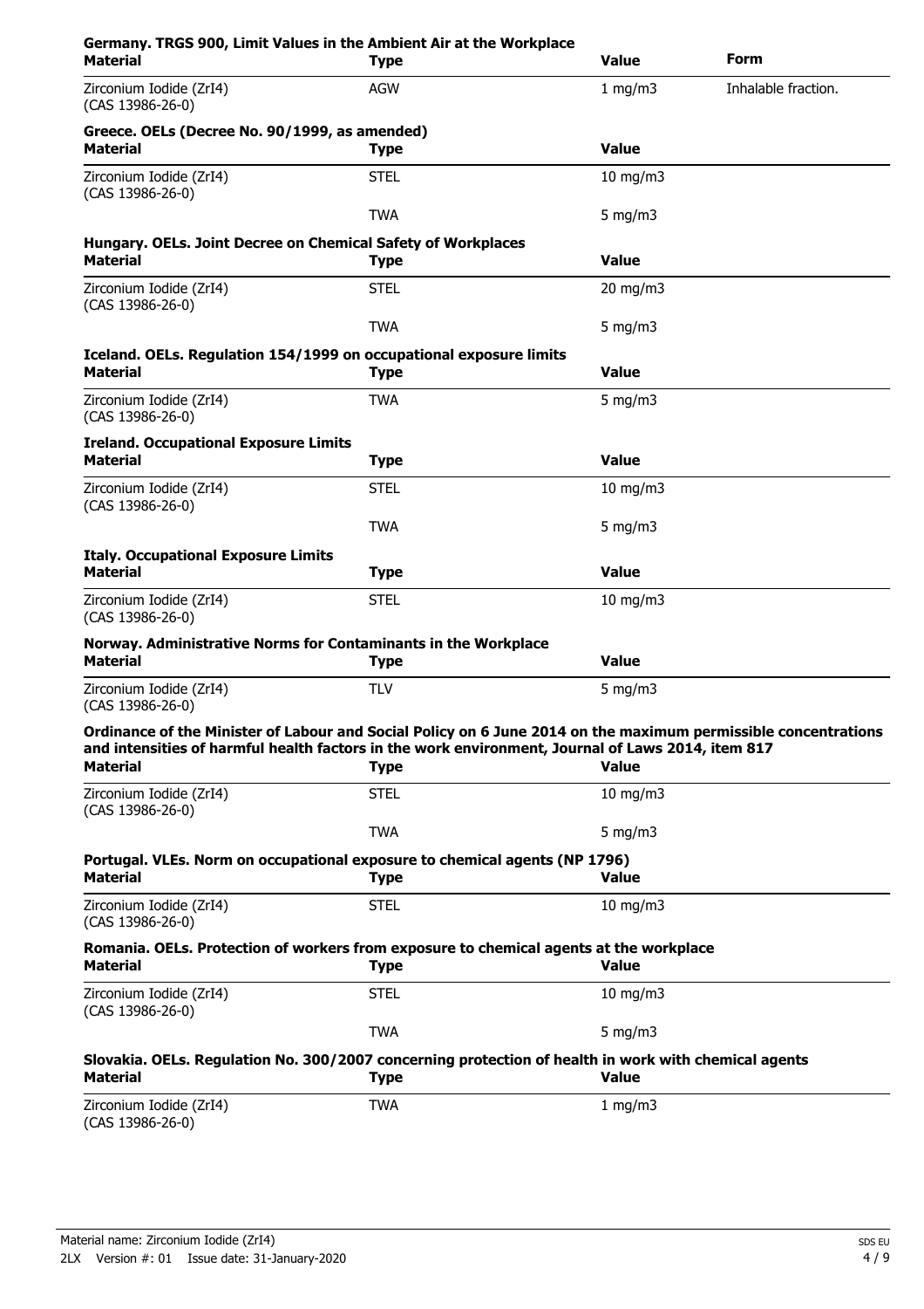**Germany. TRGS 900, Limit Values in the Ambient Air at the Workplace**

| Material | Type | Value | Form |
| --- | --- | --- | --- |
| Zirconium Iodide (ZrI4) (CAS 13986-26-0) | AGW | 1 mg/m3 | Inhalable fraction. |

**Greece. OELs (Decree No. 90/1999, as amended)**

| Material | Type | Value |
| --- | --- | --- |
| Zirconium Iodide (ZrI4) (CAS 13986-26-0) | STEL | 10 mg/m3 |
| | TWA | 5 mg/m3 |

**Hungary. OELs. Joint Decree on Chemical Safety of Workplaces**

| Material | Type | Value |
| --- | --- | --- |
| Zirconium Iodide (ZrI4) (CAS 13986-26-0) | STEL | 20 mg/m3 |
| | TWA | 5 mg/m3 |

**Iceland. OELs. Regulation 154/1999 on occupational exposure limits**

| Material | Type | Value |
| --- | --- | --- |
| Zirconium Iodide (ZrI4) (CAS 13986-26-0) | TWA | 5 mg/m3 |

**Ireland. Occupational Exposure Limits**

| Material | Type | Value |
| --- | --- | --- |
| Zirconium Iodide (ZrI4) (CAS 13986-26-0) | STEL | 10 mg/m3 |
| | TWA | 5 mg/m3 |

**Italy. Occupational Exposure Limits**

| Material | Type | Value |
| --- | --- | --- |
| Zirconium Iodide (ZrI4) (CAS 13986-26-0) | STEL | 10 mg/m3 |

**Norway. Administrative Norms for Contaminants in the Workplace**

| Material | Type | Value |
| --- | --- | --- |
| Zirconium Iodide (ZrI4) (CAS 13986-26-0) | TLV | 5 mg/m3 |

**Ordinance of the Minister of Labour and Social Policy on 6 June 2014 on the maximum permissible concentrations and intensities of harmful health factors in the work environment, Journal of Laws 2014, item 817**

| Material | Type | Value |
| --- | --- | --- |
| Zirconium Iodide (ZrI4) (CAS 13986-26-0) | STEL | 10 mg/m3 |
| | TWA | 5 mg/m3 |

**Portugal. VLEs. Norm on occupational exposure to chemical agents (NP 1796)**

| Material | Type | Value |
| --- | --- | --- |
| Zirconium Iodide (ZrI4) (CAS 13986-26-0) | STEL | 10 mg/m3 |

**Romania. OELs. Protection of workers from exposure to chemical agents at the workplace**

| Material | Type | Value |
| --- | --- | --- |
| Zirconium Iodide (ZrI4) (CAS 13986-26-0) | STEL | 10 mg/m3 |
| | TWA | 5 mg/m3 |

**Slovakia. OELs. Regulation No. 300/2007 concerning protection of health in work with chemical agents**

| Material | Type | Value |
| --- | --- | --- |
| Zirconium Iodide (ZrI4) (CAS 13986-26-0) | TWA | 1 mg/m3 |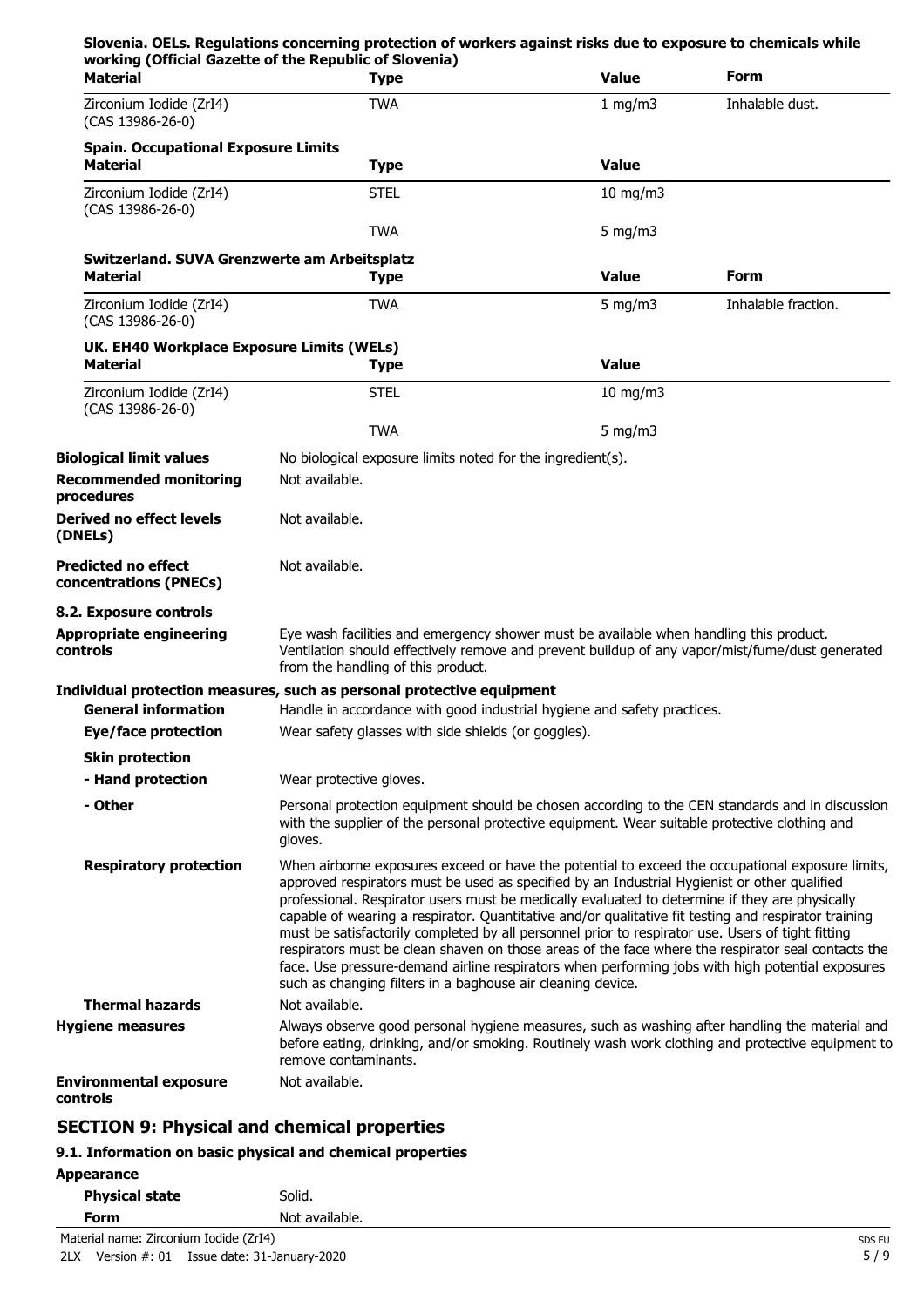**Slovenia. OELs. Regulations concerning protection of workers against risks due to exposure to chemicals while working (Official Gazette of the Republic of Slovenia)**

| Material | Type | Value | Form |
|---|---|---|---|
| Zirconium Iodide (ZrI4) (CAS 13986-26-0) | TWA | 1 mg/m3 | Inhalable dust. |

**Spain. Occupational Exposure Limits**

| Material | Type | Value |
|---|---|---|
| Zirconium Iodide (ZrI4) (CAS 13986-26-0) | STEL | 10 mg/m3 |
| | TWA | 5 mg/m3 |

**Switzerland. SUVA Grenzwerte am Arbeitsplatz**

| Material | Type | Value | Form |
|---|---|---|---|
| Zirconium Iodide (ZrI4) (CAS 13986-26-0) | TWA | 5 mg/m3 | Inhalable fraction. |

**UK. EH40 Workplace Exposure Limits (WELs)**

| Material | Type | Value |
|---|---|---|
| Zirconium Iodide (ZrI4) (CAS 13986-26-0) | STEL | 10 mg/m3 |
| | TWA | 5 mg/m3 |

**Biological limit values** No biological exposure limits noted for the ingredient(s).

**Recommended monitoring procedures** Not available.

**Derived no effect levels (DNELs)** Not available.

**Predicted no effect concentrations (PNECs)** Not available.

**8.2. Exposure controls**

**Appropriate engineering controls** Eye wash facilities and emergency shower must be available when handling this product. Ventilation should effectively remove and prevent buildup of any vapor/mist/fume/dust generated from the handling of this product.

**Individual protection measures, such as personal protective equipment**

**General information** Handle in accordance with good industrial hygiene and safety practices.

**Eye/face protection** Wear safety glasses with side shields (or goggles).

**Skin protection**

**- Hand protection** Wear protective gloves.

**- Other** Personal protection equipment should be chosen according to the CEN standards and in discussion with the supplier of the personal protective equipment. Wear suitable protective clothing and gloves.

**Respiratory protection** When airborne exposures exceed or have the potential to exceed the occupational exposure limits, approved respirators must be used as specified by an Industrial Hygienist or other qualified professional. Respirator users must be medically evaluated to determine if they are physically capable of wearing a respirator. Quantitative and/or qualitative fit testing and respirator training must be satisfactorily completed by all personnel prior to respirator use. Users of tight fitting respirators must be clean shaven on those areas of the face where the respirator seal contacts the face. Use pressure-demand airline respirators when performing jobs with high potential exposures such as changing filters in a baghouse air cleaning device.

**Thermal hazards** Not available.

**Hygiene measures** Always observe good personal hygiene measures, such as washing after handling the material and before eating, drinking, and/or smoking. Routinely wash work clothing and protective equipment to remove contaminants.

**Environmental exposure controls** Not available.

## SECTION 9: Physical and chemical properties

### 9.1. Information on basic physical and chemical properties

**Appearance**

**Physical state** Solid.

**Form** Not available.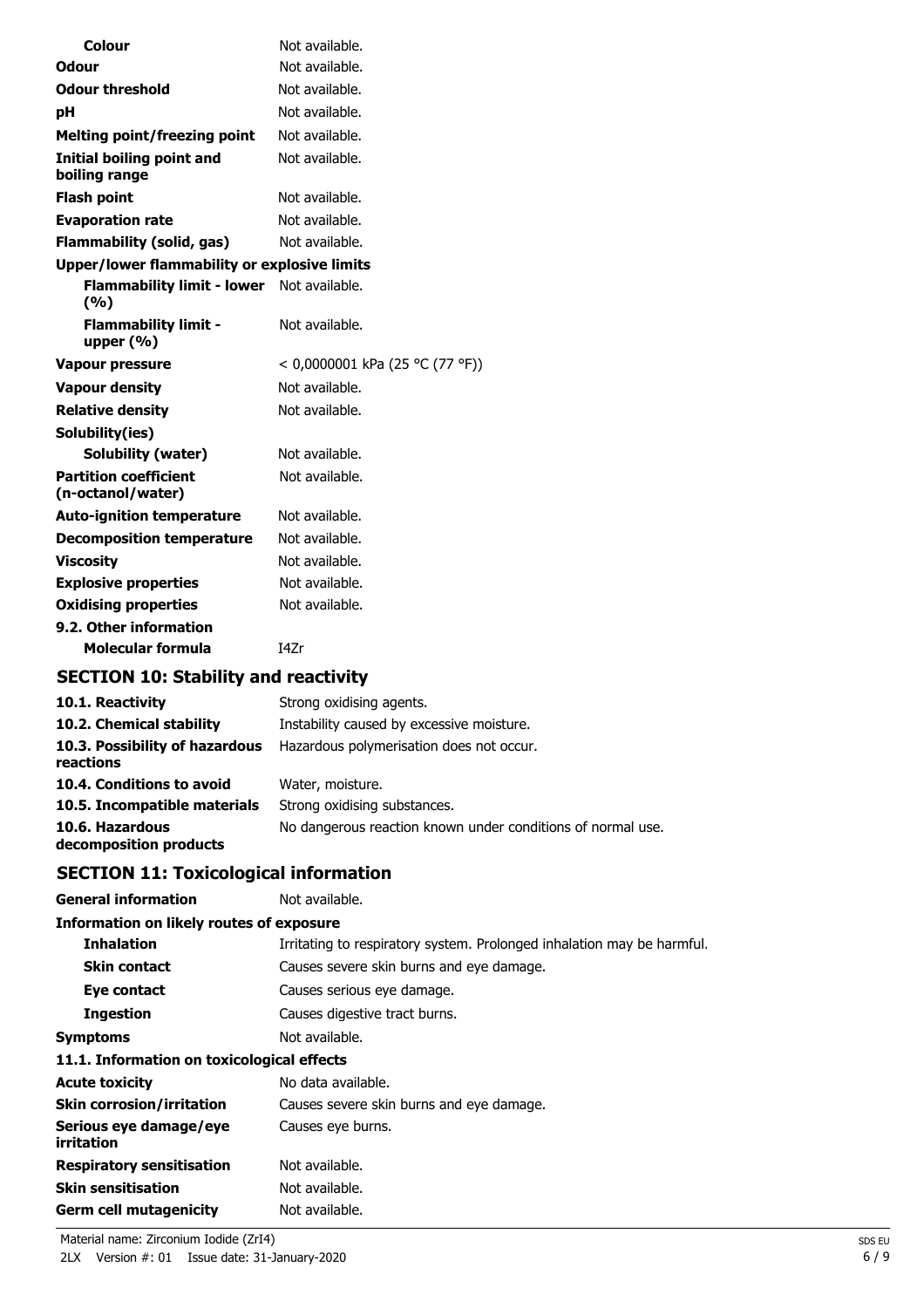| | |
|---|---|
| **Colour** | Not available. |
| **Odour** | Not available. |
| **Odour threshold** | Not available. |
| **pH** | Not available. |
| **Melting point/freezing point** | Not available. |
| **Initial boiling point and boiling range** | Not available. |
| **Flash point** | Not available. |
| **Evaporation rate** | Not available. |
| **Flammability (solid, gas)** | Not available. |
| **Upper/lower flammability or explosive limits** | |
| **Flammability limit - lower (%)** | Not available. |
| **Flammability limit - upper (%)** | Not available. |
| **Vapour pressure** | < 0,0000001 kPa (25 °C (77 °F)) |
| **Vapour density** | Not available. |
| **Relative density** | Not available. |
| **Solubility(ies)** | |
| **Solubility (water)** | Not available. |
| **Partition coefficient (n-octanol/water)** | Not available. |
| **Auto-ignition temperature** | Not available. |
| **Decomposition temperature** | Not available. |
| **Viscosity** | Not available. |
| **Explosive properties** | Not available. |
| **Oxidising properties** | Not available. |
| **9.2. Other information** | |
| **Molecular formula** | I4Zr |

## SECTION 10: Stability and reactivity

| | |
|---|---|
| **10.1. Reactivity** | Strong oxidising agents. |
| **10.2. Chemical stability** | Instability caused by excessive moisture. |
| **10.3. Possibility of hazardous reactions** | Hazardous polymerisation does not occur. |
| **10.4. Conditions to avoid** | Water, moisture. |
| **10.5. Incompatible materials** | Strong oxidising substances. |
| **10.6. Hazardous decomposition products** | No dangerous reaction known under conditions of normal use. |

## SECTION 11: Toxicological information

| | |
|---|---|
| **General information** | Not available. |
| **Information on likely routes of exposure** | |
| **Inhalation** | Irritating to respiratory system. Prolonged inhalation may be harmful. |
| **Skin contact** | Causes severe skin burns and eye damage. |
| **Eye contact** | Causes serious eye damage. |
| **Ingestion** | Causes digestive tract burns. |
| **Symptoms** | Not available. |
| **11.1. Information on toxicological effects** | |
| **Acute toxicity** | No data available. |
| **Skin corrosion/irritation** | Causes severe skin burns and eye damage. |
| **Serious eye damage/eye irritation** | Causes eye burns. |
| **Respiratory sensitisation** | Not available. |
| **Skin sensitisation** | Not available. |
| **Germ cell mutagenicity** | Not available. |

Material name: Zirconium Iodide (ZrI4)
2LX Version #: 01 Issue date: 31-January-2020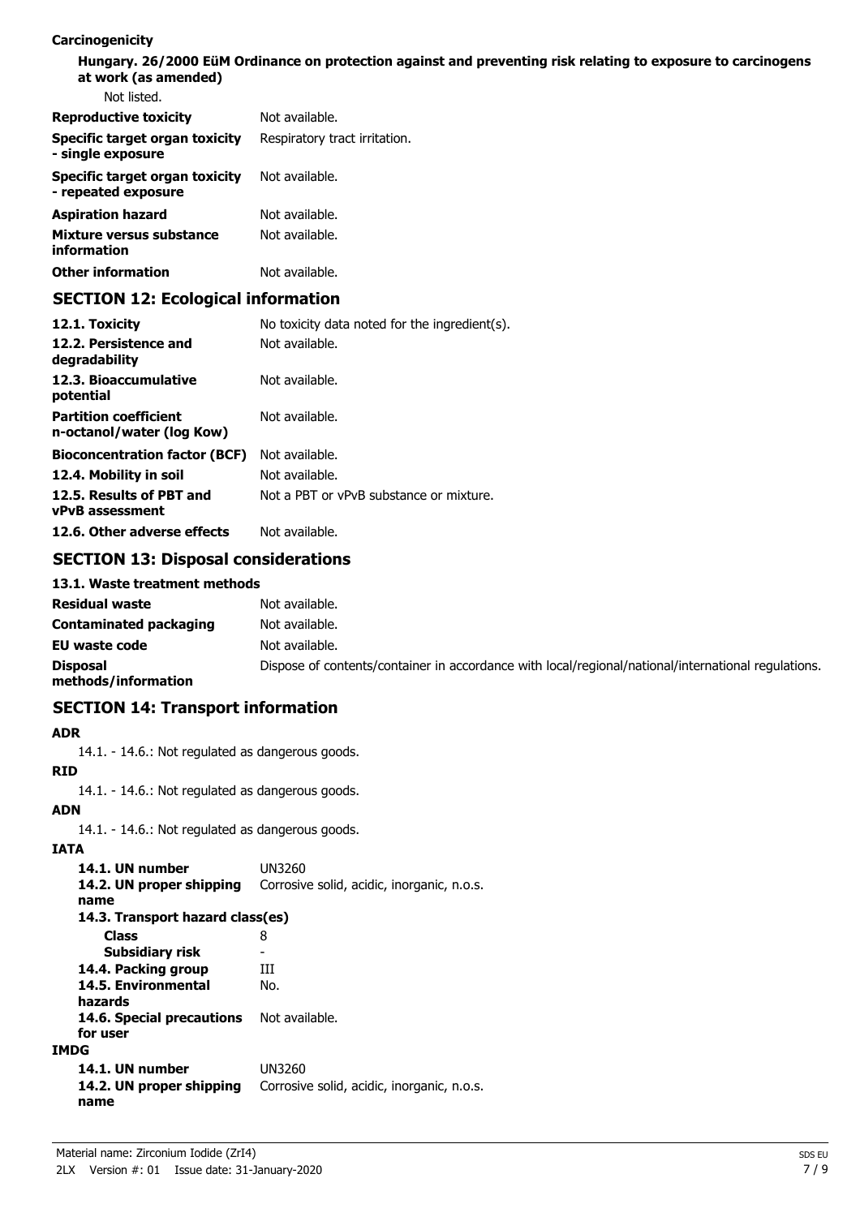**Carcinogenicity**

**Hungary. 26/2000 EüM Ordinance on protection against and preventing risk relating to exposure to carcinogens at work (as amended)**

Not listed.

| | |
|---|---|
| **Reproductive toxicity** | Not available. |
| **Specific target organ toxicity - single exposure** | Respiratory tract irritation. |
| **Specific target organ toxicity - repeated exposure** | Not available. |
| **Aspiration hazard** | Not available. |
| **Mixture versus substance information** | Not available. |
| **Other information** | Not available. |

## SECTION 12: Ecological information

| | |
|---|---|
| **12.1. Toxicity** | No toxicity data noted for the ingredient(s). |
| **12.2. Persistence and degradability** | Not available. |
| **12.3. Bioaccumulative potential** | Not available. |
| **Partition coefficient n-octanol/water (log Kow)** | Not available. |
| **Bioconcentration factor (BCF)** | Not available. |
| **12.4. Mobility in soil** | Not available. |
| **12.5. Results of PBT and vPvB assessment** | Not a PBT or vPvB substance or mixture. |
| **12.6. Other adverse effects** | Not available. |

## SECTION 13: Disposal considerations

**13.1. Waste treatment methods**

| | |
|---|---|
| **Residual waste** | Not available. |
| **Contaminated packaging** | Not available. |
| **EU waste code** | Not available. |
| **Disposal methods/information** | Dispose of contents/container in accordance with local/regional/national/international regulations. |

## SECTION 14: Transport information

**ADR**

14.1. - 14.6.: Not regulated as dangerous goods.

**RID**

14.1. - 14.6.: Not regulated as dangerous goods.

**ADN**

14.1. - 14.6.: Not regulated as dangerous goods.

**IATA**

| | |
|---|---|
| **14.1. UN number** | UN3260 |
| **14.2. UN proper shipping name** | Corrosive solid, acidic, inorganic, n.o.s. |
| **14.3. Transport hazard class(es)** | |
| **Class** | 8 |
| **Subsidiary risk** | - |
| **14.4. Packing group** | III |
| **14.5. Environmental hazards** | No. |
| **14.6. Special precautions for user** | Not available. |

**IMDG**

| | |
|---|---|
| **14.1. UN number** | UN3260 |
| **14.2. UN proper shipping name** | Corrosive solid, acidic, inorganic, n.o.s. |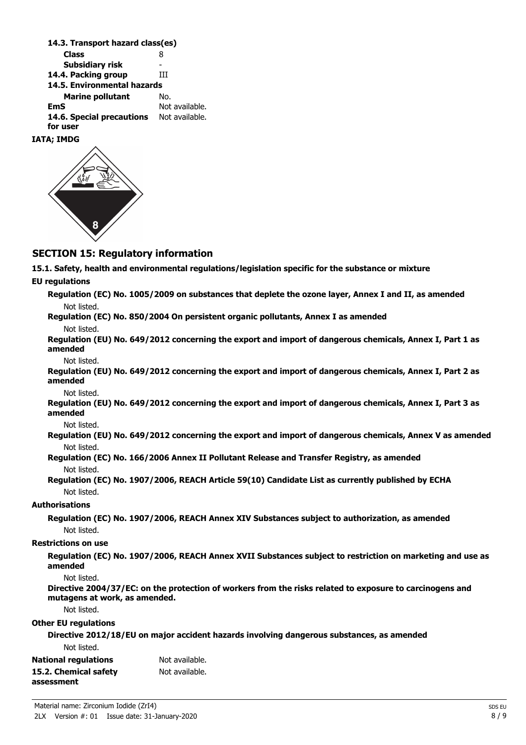**14.3. Transport hazard class(es)**

| | |
|---|---|
| **Class** | 8 |
| **Subsidiary risk** | - |
| **14.4. Packing group** | III |
| **14.5. Environmental hazards** | |
| **Marine pollutant** | No. |
| **EmS** | Not available. |
| **14.6. Special precautions for user** | Not available. |

**IATA; IMDG**

## SECTION 15: Regulatory information

**15.1. Safety, health and environmental regulations/legislation specific for the substance or mixture**

**EU regulations**

**Regulation (EC) No. 1005/2009 on substances that deplete the ozone layer, Annex I and II, as amended**

Not listed.

**Regulation (EC) No. 850/2004 On persistent organic pollutants, Annex I as amended**

Not listed.

**Regulation (EU) No. 649/2012 concerning the export and import of dangerous chemicals, Annex I, Part 1 as amended**

Not listed.

**Regulation (EU) No. 649/2012 concerning the export and import of dangerous chemicals, Annex I, Part 2 as amended**

Not listed.

**Regulation (EU) No. 649/2012 concerning the export and import of dangerous chemicals, Annex I, Part 3 as amended**

Not listed.

**Regulation (EU) No. 649/2012 concerning the export and import of dangerous chemicals, Annex V as amended**

Not listed.

**Regulation (EC) No. 166/2006 Annex II Pollutant Release and Transfer Registry, as amended**

Not listed.

**Regulation (EC) No. 1907/2006, REACH Article 59(10) Candidate List as currently published by ECHA**

Not listed.

**Authorisations**

**Regulation (EC) No. 1907/2006, REACH Annex XIV Substances subject to authorization, as amended**

Not listed.

**Restrictions on use**

**Regulation (EC) No. 1907/2006, REACH Annex XVII Substances subject to restriction on marketing and use as amended**

Not listed.

**Directive 2004/37/EC: on the protection of workers from the risks related to exposure to carcinogens and mutagens at work, as amended.**

Not listed.

**Other EU regulations**

**Directive 2012/18/EU on major accident hazards involving dangerous substances, as amended**

Not listed.

| | |
|---|---|
| **National regulations** | Not available. |
| **15.2. Chemical safety assessment** | Not available. |

Material name: Zirconium Iodide ($ZrI_4$)

2LX Version #: 01 Issue date: 31-January-2020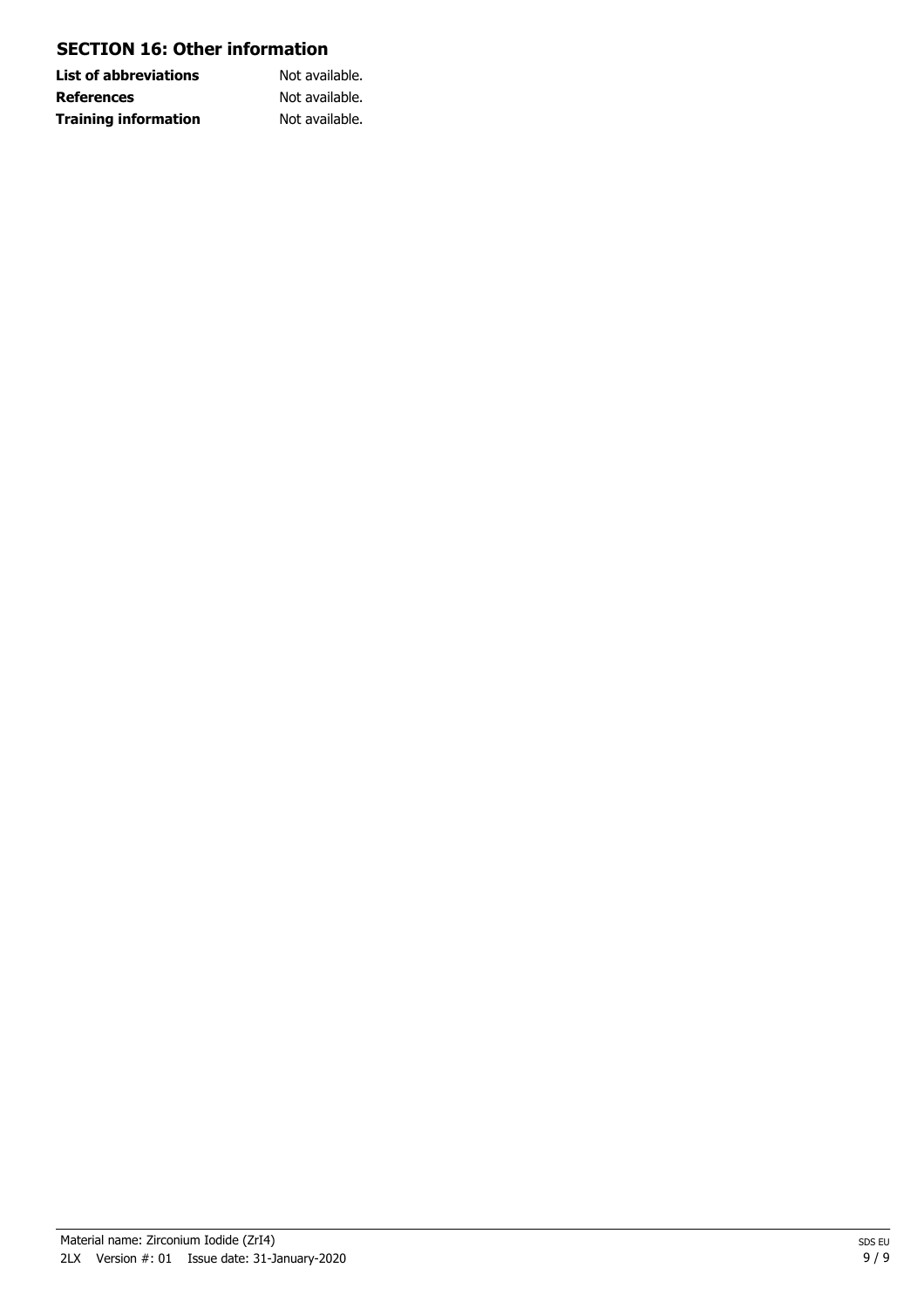## SECTION 16: Other information

| | |
|---|---|
| **List of abbreviations** | Not available. |
| **References** | Not available. |
| **Training information** | Not available. |